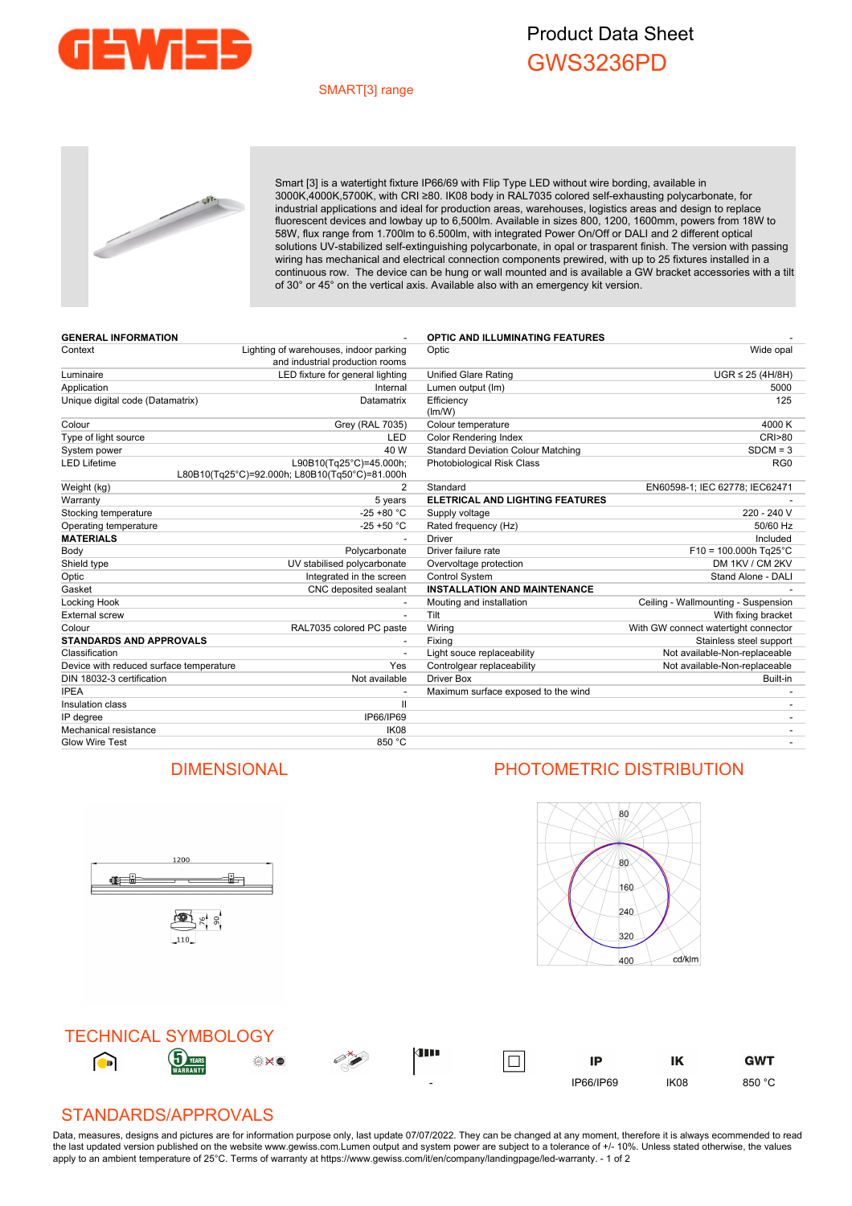# Product Data Sheet

## GWS3236PD

SMART[3] range

Smart [3] is a watertight fixture IP66/69 with Flip Type LED without wire bording, available in 3000K,4000K,5700K, with CRI ≥80. IK08 body in RAL7035 colored self-exhausting polycarbonate, for industrial applications and ideal for production areas, warehouses, logistics areas and design to replace fluorescent devices and lowbay up to 6,500lm. Available in sizes 800, 1200, 1600mm, powers from 18W to 58W, flux range from 1.700lm to 6.500lm, with integrated Power On/Off or DALI and 2 different optical solutions UV-stabilized self-extinguishing polycarbonate, in opal or trasparent finish. The version with passing wiring has mechanical and electrical connection components prewired, with up to 25 fixtures installed in a continuous row. The device can be hung or wall mounted and is available a GW bracket accessories with a tilt of 30° or 45° on the vertical axis. Available also with an emergency kit version.

| GENERAL INFORMATION | - |
|---|---|
| Context | Lighting of warehouses, indoor parking and industrial production rooms |
| Luminaire | LED fixture for general lighting |
| Application | Internal |
| Unique digital code (Datamatrix) | Datamatrix |
| Colour | Grey (RAL 7035) |
| Type of light source | LED |
| System power | 40 W |
| LED Lifetime | L90B10(Tq25°C)=45.000h; L80B10(Tq25°C)=92.000h; L80B10(Tq50°C)=81.000h |
| Weight (kg) | 2 |
| Warranty | 5 years |
| Stocking temperature | -25 +80 °C |
| Operating temperature | -25 +50 °C |
| **MATERIALS** | - |
| Body | Polycarbonate |
| Shield type | UV stabilised polycarbonate |
| Optic | Integrated in the screen |
| Gasket | CNC deposited sealant |
| Locking Hook | - |
| External screw | - |
| Colour | RAL7035 colored PC paste |
| **STANDARDS AND APPROVALS** | - |
| Classification | - |
| Device with reduced surface temperature | Yes |
| DIN 18032-3 certification | Not available |
| IPEA | - |
| Insulation class | II |
| IP degree | IP66/IP69 |
| Mechanical resistance | IK08 |
| Glow Wire Test | 850 °C |

| OPTIC AND ILLUMINATING FEATURES | - |
|---|---|
| Optic | Wide opal |
| Unified Glare Rating | UGR ≤ 25 (4H/8H) |
| Lumen output (lm) | 5000 |
| Efficiency (lm/W) | 125 |
| Colour temperature | 4000 K |
| Color Rendering Index | CRI>80 |
| Standard Deviation Colour Matching | SDCM = 3 |
| Photobiological Risk Class | RG0 |
| Standard | EN60598-1; IEC 62778; IEC62471 |
| **ELETRICAL AND LIGHTING FEATURES** | - |
| Supply voltage | 220 - 240 V |
| Rated frequency (Hz) | 50/60 Hz |
| Driver | Included |
| Driver failure rate | F10 = 100.000h Tq25°C |
| Overvoltage protection | DM 1KV / CM 2KV |
| Control System | Stand Alone - DALI |
| **INSTALLATION AND MAINTENANCE** | - |
| Mouting and installation | Ceiling - Wallmounting - Suspension |
| Tilt | With fixing bracket |
| Wiring | With GW connect watertight connector |
| Fixing | Stainless steel support |
| Light souce replaceability | Not available-Non-replaceable |
| Controlgear replaceability | Not available-Non-replaceable |
| Driver Box | Built-in |
| Maximum surface exposed to the wind | - |
| | - |
| | - |
| | - |
| | - |

## DIMENSIONAL

1200

76 90

110

## PHOTOMETRIC DISTRIBUTION

80 80 160 240 320 400 cd/klm

## TECHNICAL SYMBOLOGY

| | | | | | | IP | IK | GWT |
|---|---|---|---|---|---|---|---|---|
| | | | | - | | IP66/IP69 | IK08 | 850 °C |

## STANDARDS/APPROVALS

Data, measures, designs and pictures are for information purpose only, last update 07/07/2022. They can be changed at any moment, therefore it is always ecommended to read the last updated version published on the website www.gewiss.com.Lumen output and system power are subject to a tolerance of +/- 10%. Unless stated otherwise, the values apply to an ambient temperature of 25°C. Terms of warranty at https://www.gewiss.com/it/en/company/landingpage/led-warranty.